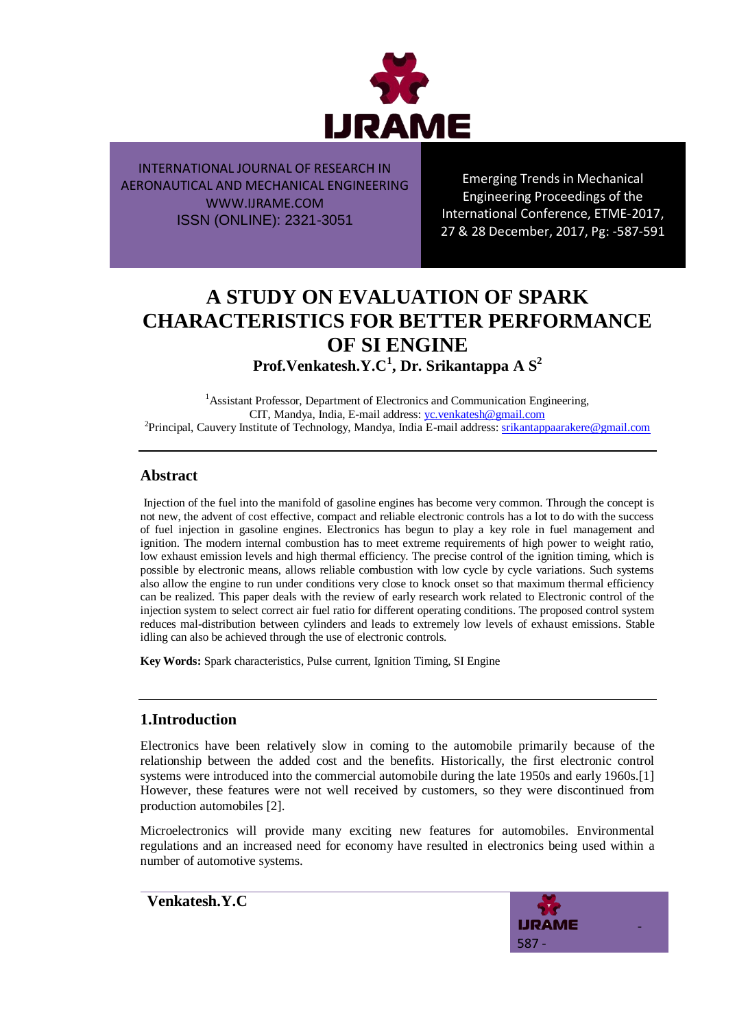INTERNATIONAL JOURNAL OF RESEARCH IN AERONAUTICAL AND MECHANICAL ENGINEERING
WWW.IJRAME.COM
ISSN (ONLINE): 2321-3051

Emerging Trends in Mechanical Engineering Proceedings of the International Conference, ETME-2017, 27 & 28 December, 2017, Pg: -587-591

# A STUDY ON EVALUATION OF SPARK CHARACTERISTICS FOR BETTER PERFORMANCE OF SI ENGINE

**Prof.Venkatesh.Y.C[1], Dr. Srikantappa A S[2]**

[1]Assistant Professor, Department of Electronics and Communication Engineering, CIT, Mandya, India, E-mail address: yc.venkatesh@gmail.com
[2]Principal, Cauvery Institute of Technology, Mandya, India E-mail address: srikantappaarakere@gmail.com

## Abstract

Injection of the fuel into the manifold of gasoline engines has become very common. Through the concept is not new, the advent of cost effective, compact and reliable electronic controls has a lot to do with the success of fuel injection in gasoline engines. Electronics has begun to play a key role in fuel management and ignition. The modern internal combustion has to meet extreme requirements of high power to weight ratio, low exhaust emission levels and high thermal efficiency. The precise control of the ignition timing, which is possible by electronic means, allows reliable combustion with low cycle by cycle variations. Such systems also allow the engine to run under conditions very close to knock onset so that maximum thermal efficiency can be realized. This paper deals with the review of early research work related to Electronic control of the injection system to select correct air fuel ratio for different operating conditions. The proposed control system reduces mal-distribution between cylinders and leads to extremely low levels of exhaust emissions. Stable idling can also be achieved through the use of electronic controls.

**Key Words:** Spark characteristics, Pulse current, Ignition Timing, SI Engine

## 1.Introduction

Electronics have been relatively slow in coming to the automobile primarily because of the relationship between the added cost and the benefits. Historically, the first electronic control systems were introduced into the commercial automobile during the late 1950s and early 1960s.[1] However, these features were not well received by customers, so they were discontinued from production automobiles [2].

Microelectronics will provide many exciting new features for automobiles. Environmental regulations and an increased need for economy have resulted in electronics being used within a number of automotive systems.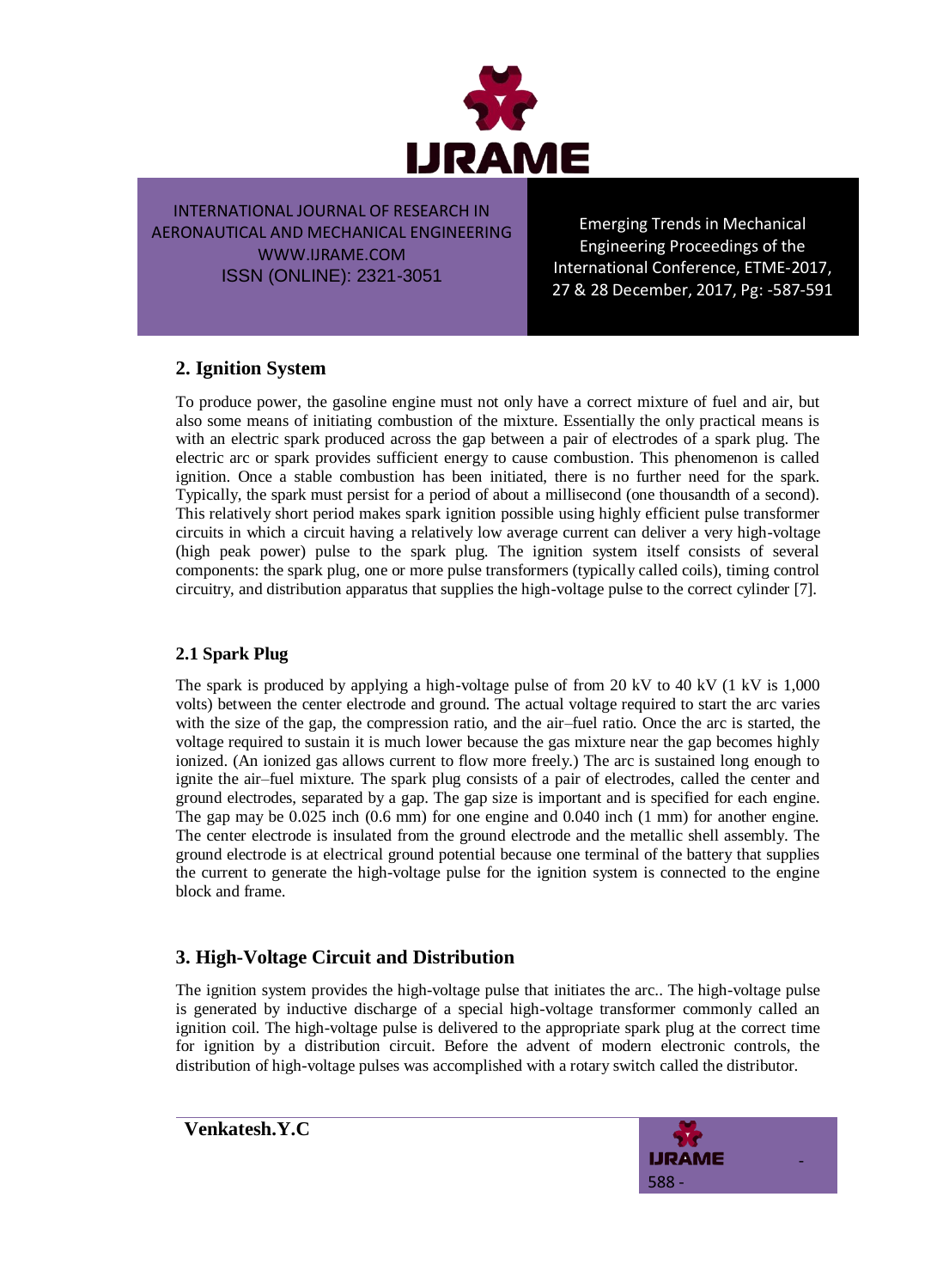## 2. Ignition System

To produce power, the gasoline engine must not only have a correct mixture of fuel and air, but also some means of initiating combustion of the mixture. Essentially the only practical means is with an electric spark produced across the gap between a pair of electrodes of a spark plug. The electric arc or spark provides sufficient energy to cause combustion. This phenomenon is called ignition. Once a stable combustion has been initiated, there is no further need for the spark. Typically, the spark must persist for a period of about a millisecond (one thousandth of a second). This relatively short period makes spark ignition possible using highly efficient pulse transformer circuits in which a circuit having a relatively low average current can deliver a very high-voltage (high peak power) pulse to the spark plug. The ignition system itself consists of several components: the spark plug, one or more pulse transformers (typically called coils), timing control circuitry, and distribution apparatus that supplies the high-voltage pulse to the correct cylinder [7].

### 2.1 Spark Plug

The spark is produced by applying a high-voltage pulse of from 20 kV to 40 kV (1 kV is 1,000 volts) between the center electrode and ground. The actual voltage required to start the arc varies with the size of the gap, the compression ratio, and the air–fuel ratio. Once the arc is started, the voltage required to sustain it is much lower because the gas mixture near the gap becomes highly ionized. (An ionized gas allows current to flow more freely.) The arc is sustained long enough to ignite the air–fuel mixture. The spark plug consists of a pair of electrodes, called the center and ground electrodes, separated by a gap. The gap size is important and is specified for each engine. The gap may be 0.025 inch (0.6 mm) for one engine and 0.040 inch (1 mm) for another engine. The center electrode is insulated from the ground electrode and the metallic shell assembly. The ground electrode is at electrical ground potential because one terminal of the battery that supplies the current to generate the high-voltage pulse for the ignition system is connected to the engine block and frame.

## 3. High-Voltage Circuit and Distribution

The ignition system provides the high-voltage pulse that initiates the arc.. The high-voltage pulse is generated by inductive discharge of a special high-voltage transformer commonly called an ignition coil. The high-voltage pulse is delivered to the appropriate spark plug at the correct time for ignition by a distribution circuit. Before the advent of modern electronic controls, the distribution of high-voltage pulses was accomplished with a rotary switch called the distributor.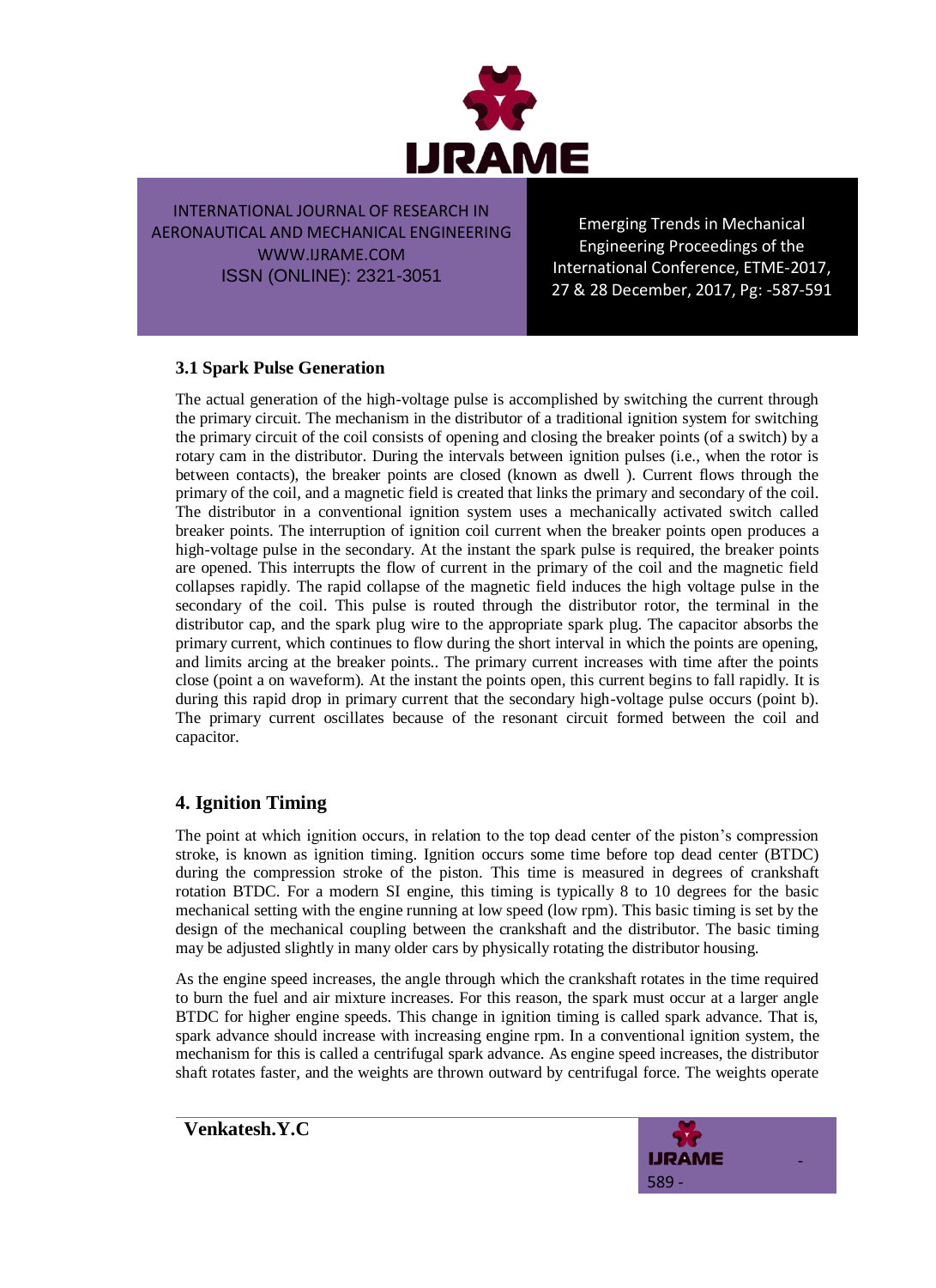### 3.1 Spark Pulse Generation

The actual generation of the high-voltage pulse is accomplished by switching the current through the primary circuit. The mechanism in the distributor of a traditional ignition system for switching the primary circuit of the coil consists of opening and closing the breaker points (of a switch) by a rotary cam in the distributor. During the intervals between ignition pulses (i.e., when the rotor is between contacts), the breaker points are closed (known as dwell ). Current flows through the primary of the coil, and a magnetic field is created that links the primary and secondary of the coil. The distributor in a conventional ignition system uses a mechanically activated switch called breaker points. The interruption of ignition coil current when the breaker points open produces a high-voltage pulse in the secondary. At the instant the spark pulse is required, the breaker points are opened. This interrupts the flow of current in the primary of the coil and the magnetic field collapses rapidly. The rapid collapse of the magnetic field induces the high voltage pulse in the secondary of the coil. This pulse is routed through the distributor rotor, the terminal in the distributor cap, and the spark plug wire to the appropriate spark plug. The capacitor absorbs the primary current, which continues to flow during the short interval in which the points are opening, and limits arcing at the breaker points.. The primary current increases with time after the points close (point a on waveform). At the instant the points open, this current begins to fall rapidly. It is during this rapid drop in primary current that the secondary high-voltage pulse occurs (point b). The primary current oscillates because of the resonant circuit formed between the coil and capacitor.

## 4. Ignition Timing

The point at which ignition occurs, in relation to the top dead center of the piston's compression stroke, is known as ignition timing. Ignition occurs some time before top dead center (BTDC) during the compression stroke of the piston. This time is measured in degrees of crankshaft rotation BTDC. For a modern SI engine, this timing is typically 8 to 10 degrees for the basic mechanical setting with the engine running at low speed (low rpm). This basic timing is set by the design of the mechanical coupling between the crankshaft and the distributor. The basic timing may be adjusted slightly in many older cars by physically rotating the distributor housing.

As the engine speed increases, the angle through which the crankshaft rotates in the time required to burn the fuel and air mixture increases. For this reason, the spark must occur at a larger angle BTDC for higher engine speeds. This change in ignition timing is called spark advance. That is, spark advance should increase with increasing engine rpm. In a conventional ignition system, the mechanism for this is called a centrifugal spark advance. As engine speed increases, the distributor shaft rotates faster, and the weights are thrown outward by centrifugal force. The weights operate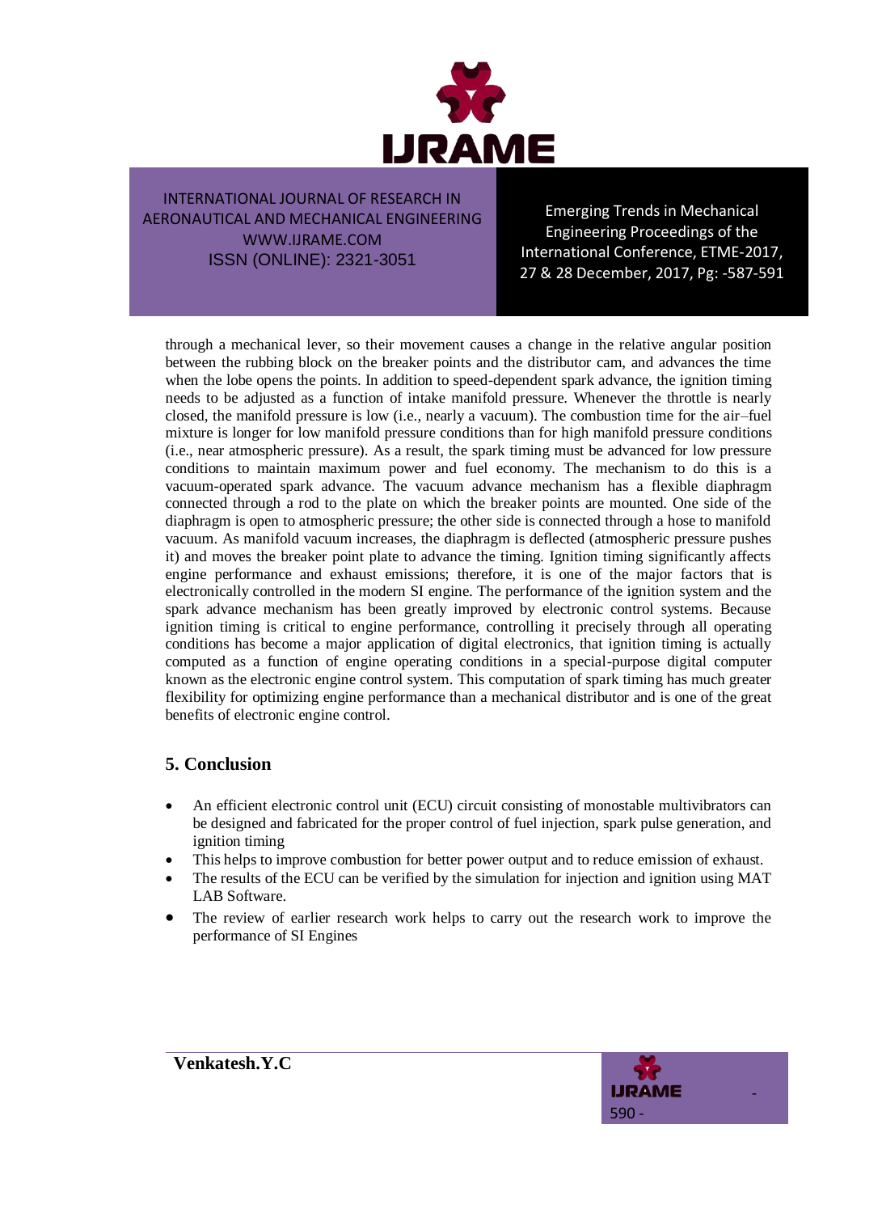through a mechanical lever, so their movement causes a change in the relative angular position between the rubbing block on the breaker points and the distributor cam, and advances the time when the lobe opens the points. In addition to speed-dependent spark advance, the ignition timing needs to be adjusted as a function of intake manifold pressure. Whenever the throttle is nearly closed, the manifold pressure is low (i.e., nearly a vacuum). The combustion time for the air–fuel mixture is longer for low manifold pressure conditions than for high manifold pressure conditions (i.e., near atmospheric pressure). As a result, the spark timing must be advanced for low pressure conditions to maintain maximum power and fuel economy. The mechanism to do this is a vacuum-operated spark advance. The vacuum advance mechanism has a flexible diaphragm connected through a rod to the plate on which the breaker points are mounted. One side of the diaphragm is open to atmospheric pressure; the other side is connected through a hose to manifold vacuum. As manifold vacuum increases, the diaphragm is deflected (atmospheric pressure pushes it) and moves the breaker point plate to advance the timing. Ignition timing significantly affects engine performance and exhaust emissions; therefore, it is one of the major factors that is electronically controlled in the modern SI engine. The performance of the ignition system and the spark advance mechanism has been greatly improved by electronic control systems. Because ignition timing is critical to engine performance, controlling it precisely through all operating conditions has become a major application of digital electronics, that ignition timing is actually computed as a function of engine operating conditions in a special-purpose digital computer known as the electronic engine control system. This computation of spark timing has much greater flexibility for optimizing engine performance than a mechanical distributor and is one of the great benefits of electronic engine control.

## 5. Conclusion

- An efficient electronic control unit (ECU) circuit consisting of monostable multivibrators can be designed and fabricated for the proper control of fuel injection, spark pulse generation, and ignition timing
- This helps to improve combustion for better power output and to reduce emission of exhaust.
- The results of the ECU can be verified by the simulation for injection and ignition using MAT LAB Software.
- The review of earlier research work helps to carry out the research work to improve the performance of SI Engines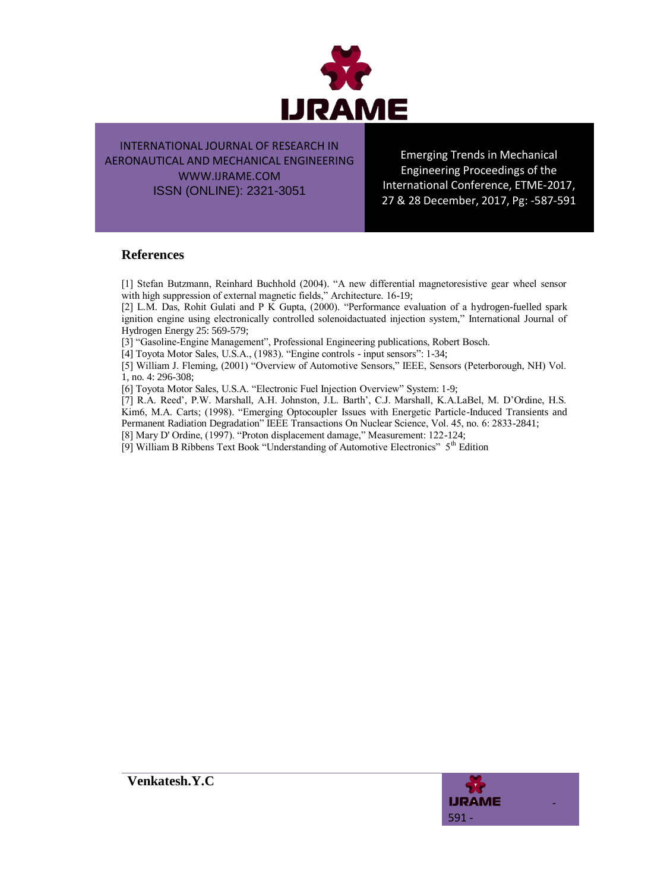## References

[1] Stefan Butzmann, Reinhard Buchhold (2004). “A new differential magnetoresistive gear wheel sensor with high suppression of external magnetic fields,” Architecture. 16-19;

[2] L.M. Das, Rohit Gulati and P K Gupta, (2000). “Performance evaluation of a hydrogen-fuelled spark ignition engine using electronically controlled solenoidactuated injection system,” International Journal of Hydrogen Energy 25: 569-579;

[3] “Gasoline-Engine Management”, Professional Engineering publications, Robert Bosch.

[4] Toyota Motor Sales, U.S.A., (1983). “Engine controls - input sensors”: 1-34;

[5] William J. Fleming, (2001) “Overview of Automotive Sensors,” IEEE, Sensors (Peterborough, NH) Vol. 1, no. 4: 296-308;

[6] Toyota Motor Sales, U.S.A. “Electronic Fuel Injection Overview” System: 1-9;

[7] R.A. Reed’, P.W. Marshall, A.H. Johnston, J.L. Barth’, C.J. Marshall, K.A.LaBel, M. D’Ordine, H.S. Kim6, M.A. Carts; (1998). “Emerging Optocoupler Issues with Energetic Particle-Induced Transients and Permanent Radiation Degradation” IEEE Transactions On Nuclear Science, Vol. 45, no. 6: 2833-2841;

[8] Mary D' Ordine, (1997). “Proton displacement damage,” Measurement: 122-124;

[9] William B Ribbens Text Book “Understanding of Automotive Electronics” 5th Edition